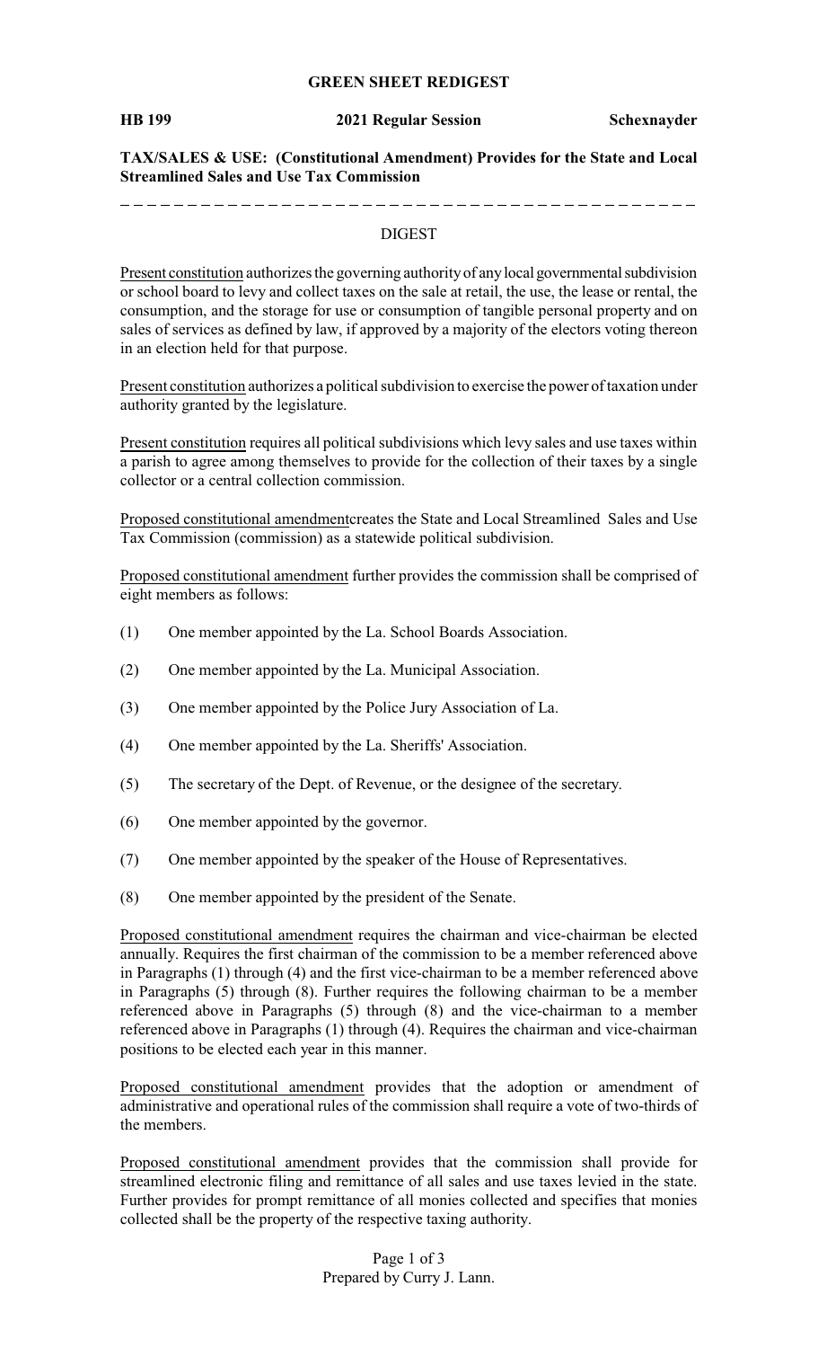**GREEN SHEET REDIGEST**

**HB 199** **2021 Regular Session** **Schexnayder**

**TAX/SALES & USE: (Constitutional Amendment) Provides for the State and Local Streamlined Sales and Use Tax Commission**

---

DIGEST

Present constitution authorizes the governing authority of any local governmental subdivision or school board to levy and collect taxes on the sale at retail, the use, the lease or rental, the consumption, and the storage for use or consumption of tangible personal property and on sales of services as defined by law, if approved by a majority of the electors voting thereon in an election held for that purpose.

Present constitution authorizes a political subdivision to exercise the power of taxation under authority granted by the legislature.

Present constitution requires all political subdivisions which levy sales and use taxes within a parish to agree among themselves to provide for the collection of their taxes by a single collector or a central collection commission.

Proposed constitutional amendmentcreates the State and Local Streamlined Sales and Use Tax Commission (commission) as a statewide political subdivision.

Proposed constitutional amendment further provides the commission shall be comprised of eight members as follows:

(1) One member appointed by the La. School Boards Association.

(2) One member appointed by the La. Municipal Association.

(3) One member appointed by the Police Jury Association of La.

(4) One member appointed by the La. Sheriffs' Association.

(5) The secretary of the Dept. of Revenue, or the designee of the secretary.

(6) One member appointed by the governor.

(7) One member appointed by the speaker of the House of Representatives.

(8) One member appointed by the president of the Senate.

Proposed constitutional amendment requires the chairman and vice-chairman be elected annually. Requires the first chairman of the commission to be a member referenced above in Paragraphs (1) through (4) and the first vice-chairman to be a member referenced above in Paragraphs (5) through (8). Further requires the following chairman to be a member referenced above in Paragraphs (5) through (8) and the vice-chairman to a member referenced above in Paragraphs (1) through (4). Requires the chairman and vice-chairman positions to be elected each year in this manner.

Proposed constitutional amendment provides that the adoption or amendment of administrative and operational rules of the commission shall require a vote of two-thirds of the members.

Proposed constitutional amendment provides that the commission shall provide for streamlined electronic filing and remittance of all sales and use taxes levied in the state. Further provides for prompt remittance of all monies collected and specifies that monies collected shall be the property of the respective taxing authority.

Prepared by Curry J. Lann.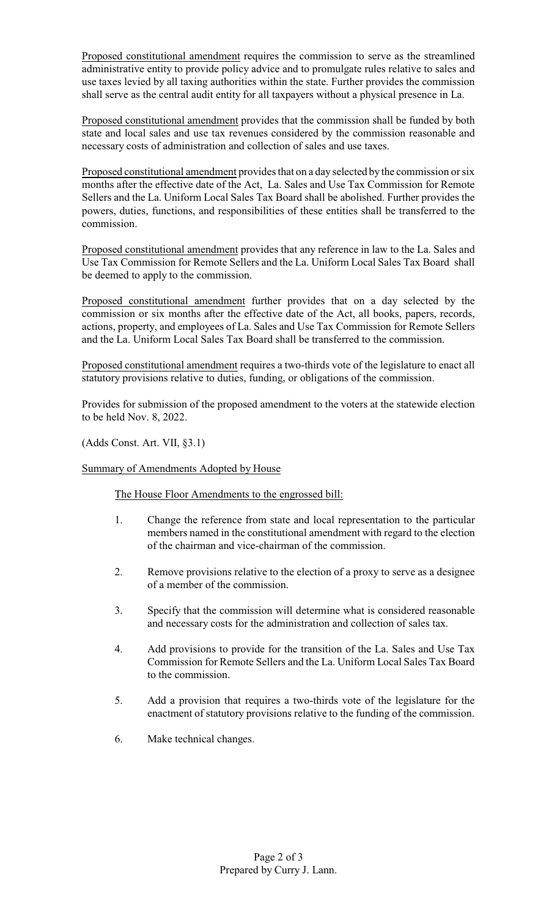<u>Proposed constitutional amendment</u> requires the commission to serve as the streamlined administrative entity to provide policy advice and to promulgate rules relative to sales and use taxes levied by all taxing authorities within the state. Further provides the commission shall serve as the central audit entity for all taxpayers without a physical presence in La.

<u>Proposed constitutional amendment</u> provides that the commission shall be funded by both state and local sales and use tax revenues considered by the commission reasonable and necessary costs of administration and collection of sales and use taxes.

<u>Proposed constitutional amendment</u> provides that on a day selected by the commission or six months after the effective date of the Act, La. Sales and Use Tax Commission for Remote Sellers and the La. Uniform Local Sales Tax Board shall be abolished. Further provides the powers, duties, functions, and responsibilities of these entities shall be transferred to the commission.

<u>Proposed constitutional amendment</u> provides that any reference in law to the La. Sales and Use Tax Commission for Remote Sellers and the La. Uniform Local Sales Tax Board shall be deemed to apply to the commission.

<u>Proposed constitutional amendment</u> further provides that on a day selected by the commission or six months after the effective date of the Act, all books, papers, records, actions, property, and employees of La. Sales and Use Tax Commission for Remote Sellers and the La. Uniform Local Sales Tax Board shall be transferred to the commission.

<u>Proposed constitutional amendment</u> requires a two-thirds vote of the legislature to enact all statutory provisions relative to duties, funding, or obligations of the commission.

Provides for submission of the proposed amendment to the voters at the statewide election to be held Nov. 8, 2022.

(Adds Const. Art. VII, §3.1)

<u>Summary of Amendments Adopted by House</u>

<u>The House Floor Amendments to the engrossed bill:</u>

1. Change the reference from state and local representation to the particular members named in the constitutional amendment with regard to the election of the chairman and vice-chairman of the commission.
2. Remove provisions relative to the election of a proxy to serve as a designee of a member of the commission.
3. Specify that the commission will determine what is considered reasonable and necessary costs for the administration and collection of sales tax.
4. Add provisions to provide for the transition of the La. Sales and Use Tax Commission for Remote Sellers and the La. Uniform Local Sales Tax Board to the commission.
5. Add a provision that requires a two-thirds vote of the legislature for the enactment of statutory provisions relative to the funding of the commission.
6. Make technical changes.

Prepared by Curry J. Lann.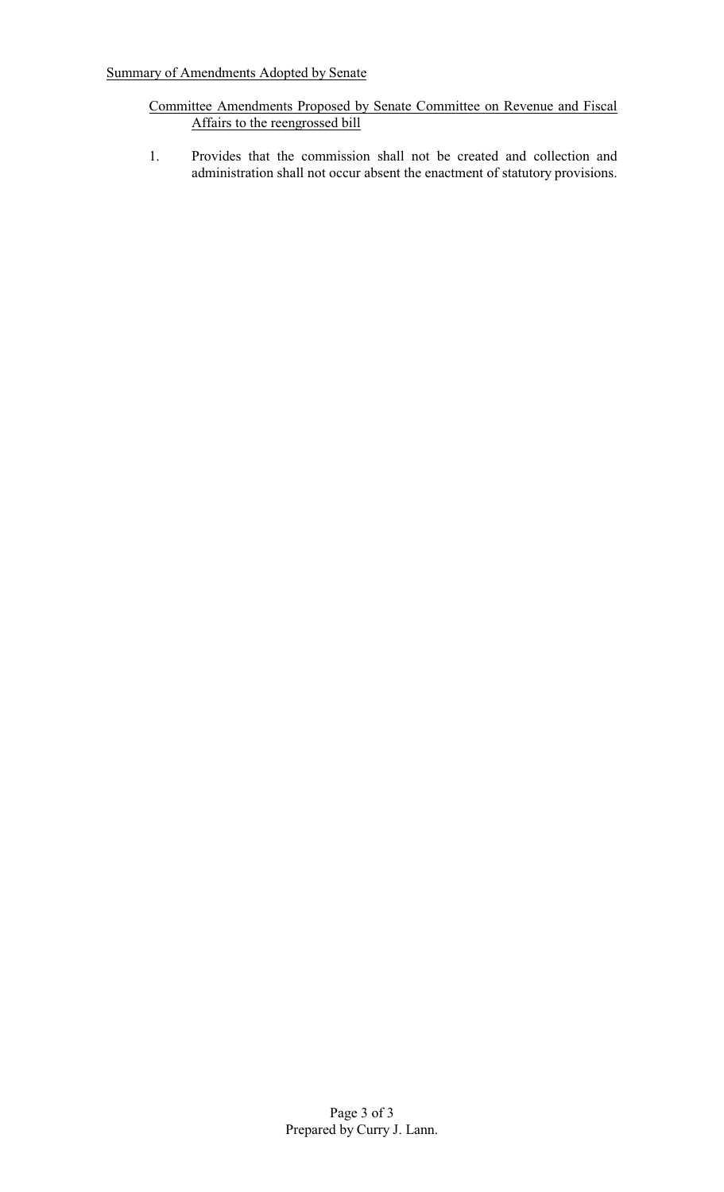Summary of Amendments Adopted by Senate

Committee Amendments Proposed by Senate Committee on Revenue and Fiscal Affairs to the reengrossed bill

1. Provides that the commission shall not be created and collection and administration shall not occur absent the enactment of statutory provisions.

Prepared by Curry J. Lann.